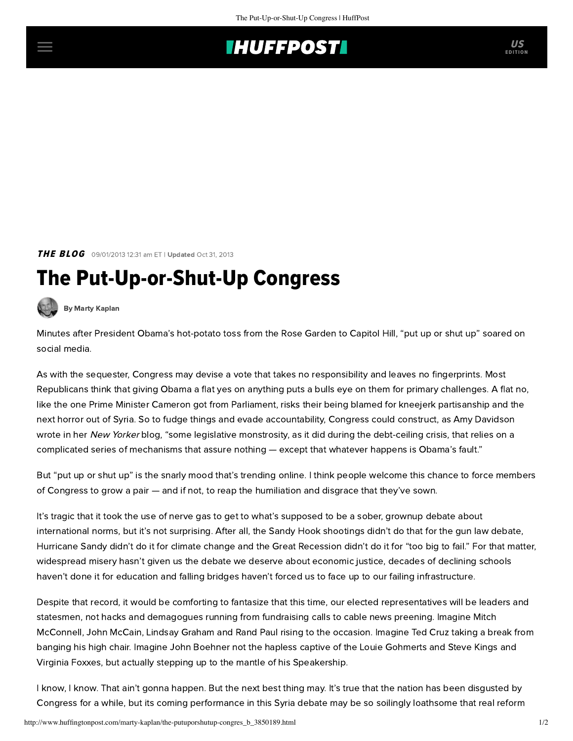**THE BLOG** 09/01/2013 12:31 am ET | **Updated** Oct 31, 2013

# The Put-Up-or-Shut-Up Congress

**By Marty Kaplan**

Minutes after President Obama's hot-potato toss from the Rose Garden to Capitol Hill, "put up or shut up" soared on social media.

As with the sequester, Congress may devise a vote that takes no responsibility and leaves no fingerprints. Most Republicans think that giving Obama a flat yes on anything puts a bulls eye on them for primary challenges. A flat no, like the one Prime Minister Cameron got from Parliament, risks their being blamed for kneejerk partisanship and the next horror out of Syria. So to fudge things and evade accountability, Congress could construct, as Amy Davidson wrote in her *New Yorker* blog, "some legislative monstrosity, as it did during the debt-ceiling crisis, that relies on a complicated series of mechanisms that assure nothing — except that whatever happens is Obama's fault."

But "put up or shut up" is the snarly mood that's trending online. I think people welcome this chance to force members of Congress to grow a pair — and if not, to reap the humiliation and disgrace that they've sown.

It's tragic that it took the use of nerve gas to get to what's supposed to be a sober, grownup debate about international norms, but it's not surprising. After all, the Sandy Hook shootings didn't do that for the gun law debate, Hurricane Sandy didn't do it for climate change and the Great Recession didn't do it for "too big to fail." For that matter, widespread misery hasn't given us the debate we deserve about economic justice, decades of declining schools haven't done it for education and falling bridges haven't forced us to face up to our failing infrastructure.

Despite that record, it would be comforting to fantasize that this time, our elected representatives will be leaders and statesmen, not hacks and demagogues running from fundraising calls to cable news preening. Imagine Mitch McConnell, John McCain, Lindsay Graham and Rand Paul rising to the occasion. Imagine Ted Cruz taking a break from banging his high chair. Imagine John Boehner not the hapless captive of the Louie Gohmerts and Steve Kings and Virginia Foxxes, but actually stepping up to the mantle of his Speakership.

I know, I know. That ain't gonna happen. But the next best thing may. It's true that the nation has been disgusted by Congress for a while, but its coming performance in this Syria debate may be so soilingly loathsome that real reform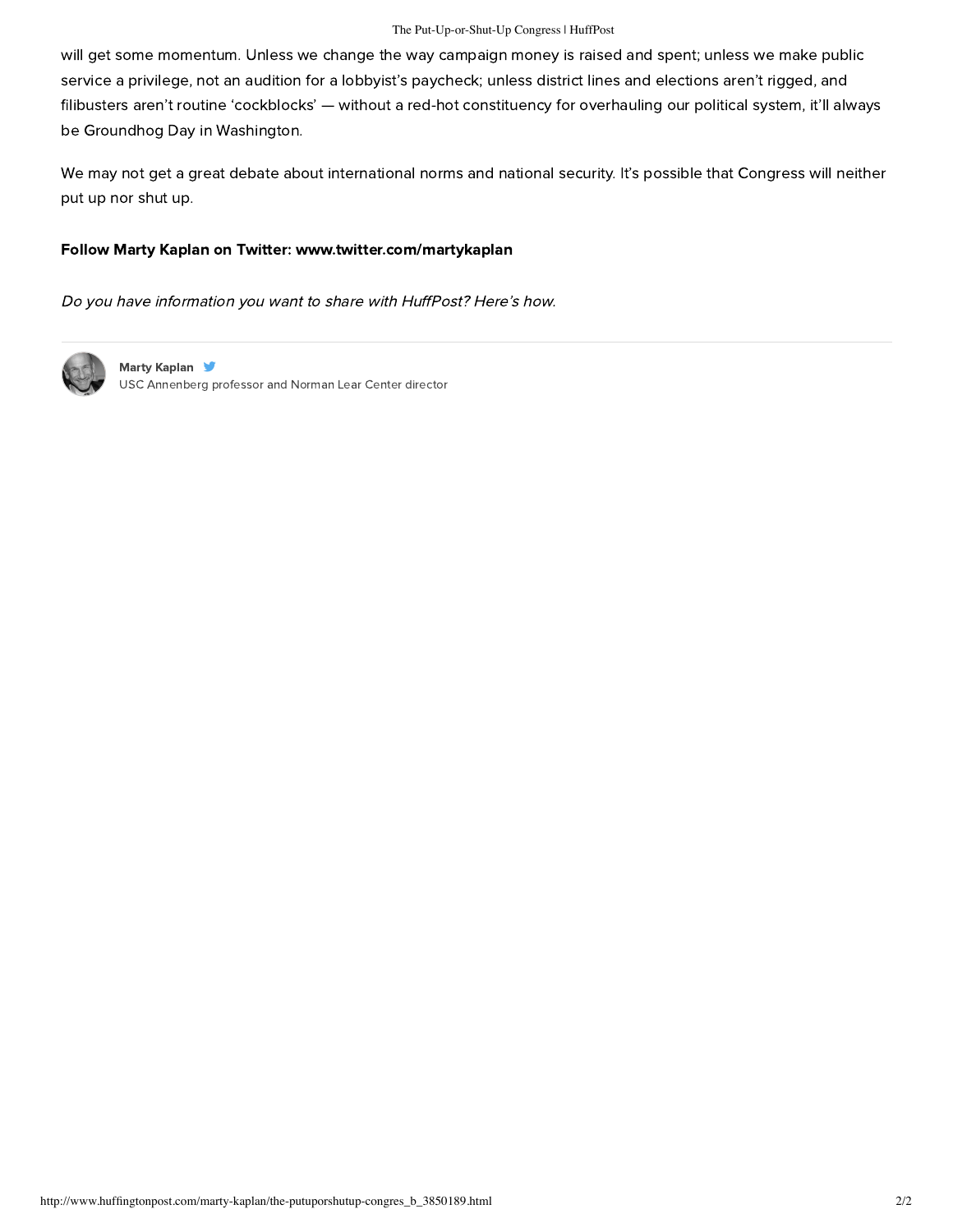will get some momentum. Unless we change the way campaign money is raised and spent; unless we make public service a privilege, not an audition for a lobbyist's paycheck; unless district lines and elections aren't rigged, and filibusters aren't routine 'cockblocks' — without a red-hot constituency for overhauling our political system, it'll always be Groundhog Day in Washington.

We may not get a great debate about international norms and national security. It's possible that Congress will neither put up nor shut up.

**Follow Marty Kaplan on Twitter: www.twitter.com/martykaplan**

*Do you have information you want to share with HuffPost? Here's how.*

---

**Marty Kaplan**

USC Annenberg professor and Norman Lear Center director